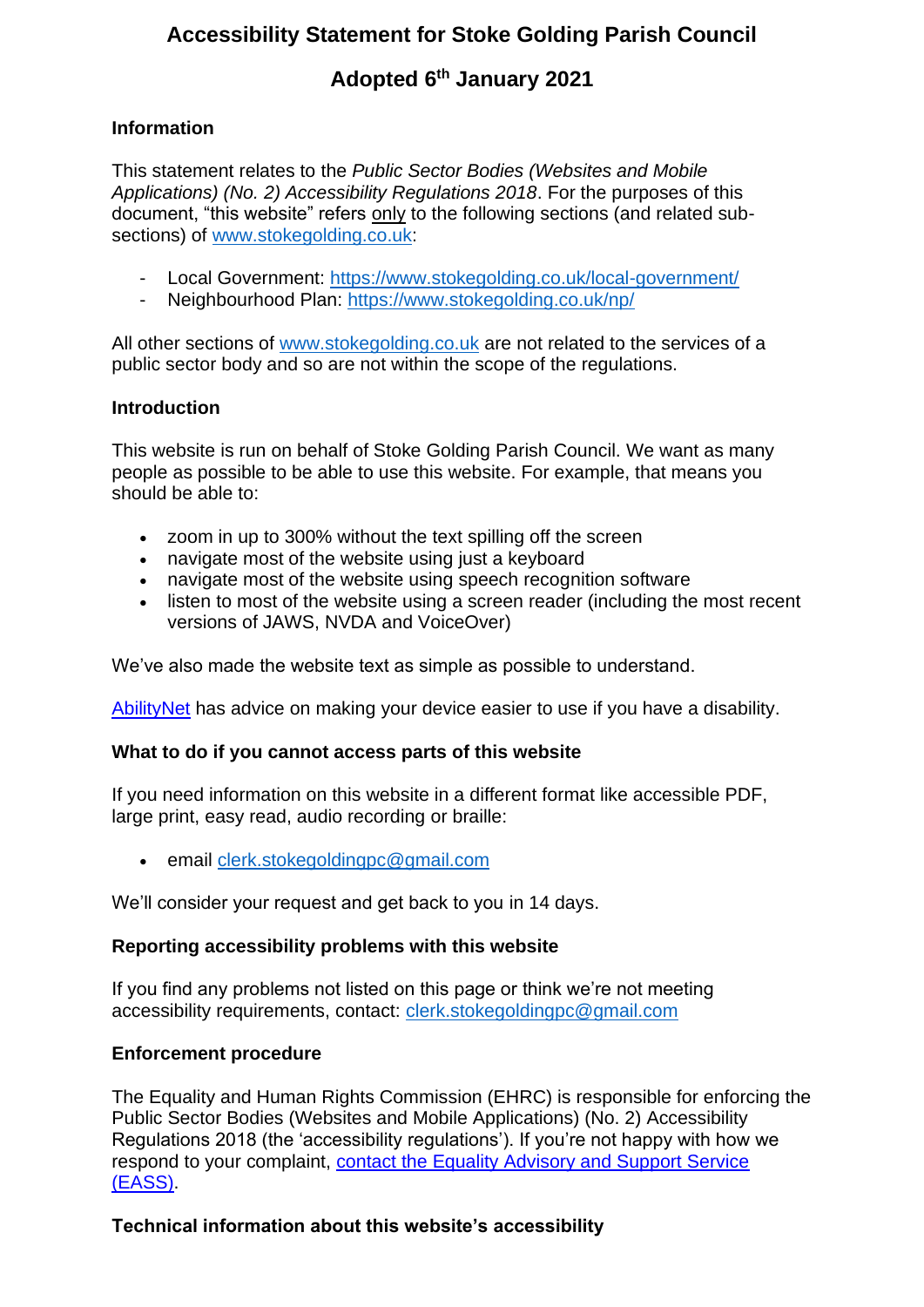# Accessibility Statement for Stoke Golding Parish Council

## Adopted 6th January 2021

### Information

This statement relates to the *Public Sector Bodies (Websites and Mobile Applications) (No. 2) Accessibility Regulations 2018*. For the purposes of this document, "this website" refers only to the following sections (and related sub-sections) of [www.stokegolding.co.uk](www.stokegolding.co.uk):

- Local Government: [https://www.stokegolding.co.uk/local-government/](https://www.stokegolding.co.uk/local-government/)
- Neighbourhood Plan: [https://www.stokegolding.co.uk/np/](https://www.stokegolding.co.uk/np/)

All other sections of [www.stokegolding.co.uk](www.stokegolding.co.uk) are not related to the services of a public sector body and so are not within the scope of the regulations.

### Introduction

This website is run on behalf of Stoke Golding Parish Council. We want as many people as possible to be able to use this website. For example, that means you should be able to:

- zoom in up to 300% without the text spilling off the screen
- navigate most of the website using just a keyboard
- navigate most of the website using speech recognition software
- listen to most of the website using a screen reader (including the most recent versions of JAWS, NVDA and VoiceOver)

We've also made the website text as simple as possible to understand.

AbilityNet has advice on making your device easier to use if you have a disability.

### What to do if you cannot access parts of this website

If you need information on this website in a different format like accessible PDF, large print, easy read, audio recording or braille:

- email [clerk.stokegoldingpc@gmail.com](mailto:clerk.stokegoldingpc@gmail.com)

We'll consider your request and get back to you in 14 days.

### Reporting accessibility problems with this website

If you find any problems not listed on this page or think we're not meeting accessibility requirements, contact: [clerk.stokegoldingpc@gmail.com](mailto:clerk.stokegoldingpc@gmail.com)

### Enforcement procedure

The Equality and Human Rights Commission (EHRC) is responsible for enforcing the Public Sector Bodies (Websites and Mobile Applications) (No. 2) Accessibility Regulations 2018 (the 'accessibility regulations'). If you're not happy with how we respond to your complaint, contact the Equality Advisory and Support Service (EASS).

### Technical information about this website's accessibility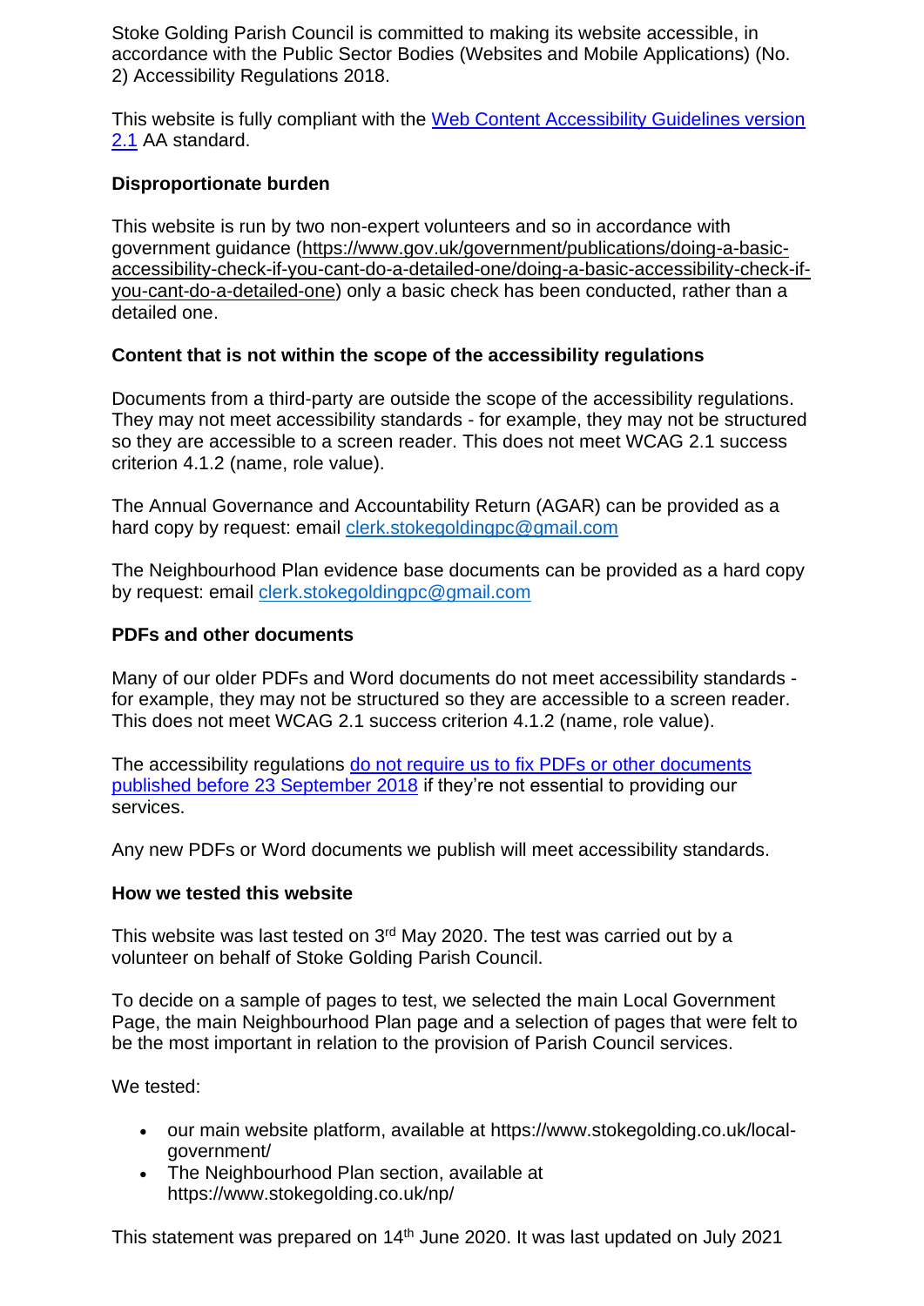Stoke Golding Parish Council is committed to making its website accessible, in accordance with the Public Sector Bodies (Websites and Mobile Applications) (No. 2) Accessibility Regulations 2018.

This website is fully compliant with the Web Content Accessibility Guidelines version 2.1 AA standard.

**Disproportionate burden**

This website is run by two non-expert volunteers and so in accordance with government guidance (https://www.gov.uk/government/publications/doing-a-basic-accessibility-check-if-you-cant-do-a-detailed-one/doing-a-basic-accessibility-check-if-you-cant-do-a-detailed-one) only a basic check has been conducted, rather than a detailed one.

**Content that is not within the scope of the accessibility regulations**

Documents from a third-party are outside the scope of the accessibility regulations. They may not meet accessibility standards - for example, they may not be structured so they are accessible to a screen reader. This does not meet WCAG 2.1 success criterion 4.1.2 (name, role value).

The Annual Governance and Accountability Return (AGAR) can be provided as a hard copy by request: email clerk.stokegoldingpc@gmail.com

The Neighbourhood Plan evidence base documents can be provided as a hard copy by request: email clerk.stokegoldingpc@gmail.com

**PDFs and other documents**

Many of our older PDFs and Word documents do not meet accessibility standards - for example, they may not be structured so they are accessible to a screen reader. This does not meet WCAG 2.1 success criterion 4.1.2 (name, role value).

The accessibility regulations do not require us to fix PDFs or other documents published before 23 September 2018 if they're not essential to providing our services.

Any new PDFs or Word documents we publish will meet accessibility standards.

**How we tested this website**

This website was last tested on 3rd May 2020. The test was carried out by a volunteer on behalf of Stoke Golding Parish Council.

To decide on a sample of pages to test, we selected the main Local Government Page, the main Neighbourhood Plan page and a selection of pages that were felt to be the most important in relation to the provision of Parish Council services.

We tested:

- our main website platform, available at https://www.stokegolding.co.uk/local-government/
- The Neighbourhood Plan section, available at https://www.stokegolding.co.uk/np/

This statement was prepared on 14th June 2020. It was last updated on July 2021